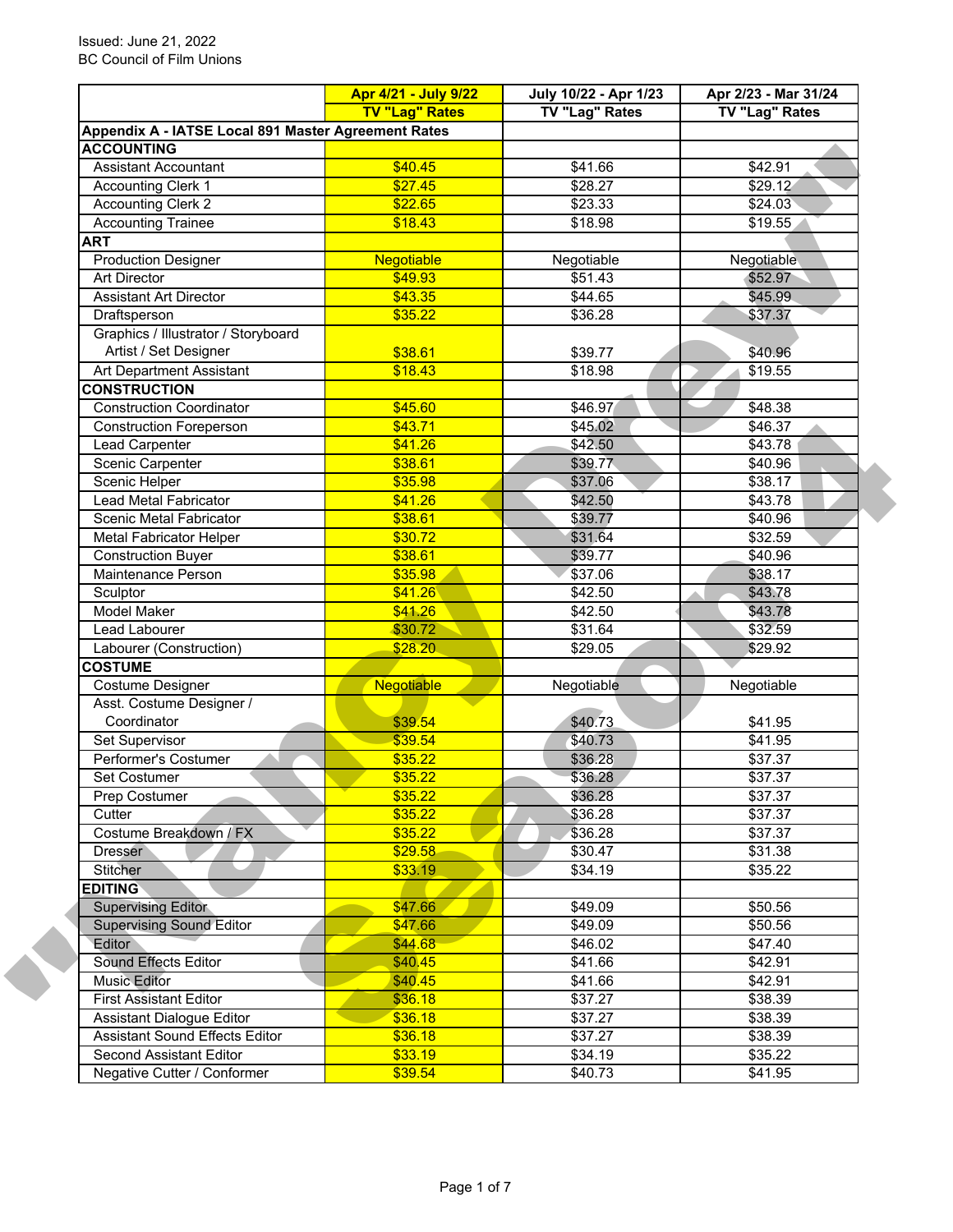Issued: June 21, 2022
BC Council of Film Unions

| | Apr 4/21 - July 9/22 TV "Lag" Rates | July 10/22 - Apr 1/23 TV "Lag" Rates | Apr 2/23 - Mar 31/24 TV "Lag" Rates |
|---|---|---|---|
| **Appendix A - IATSE Local 891 Master Agreement Rates** | | | |
| **ACCOUNTING** | | | |
| Assistant Accountant | $40.45 | $41.66 | $42.91 |
| Accounting Clerk 1 | $27.45 | $28.27 | $29.12 |
| Accounting Clerk 2 | $22.65 | $23.33 | $24.03 |
| Accounting Trainee | $18.43 | $18.98 | $19.55 |
| **ART** | | | |
| Production Designer | Negotiable | Negotiable | Negotiable |
| Art Director | $49.93 | $51.43 | $52.97 |
| Assistant Art Director | $43.35 | $44.65 | $45.99 |
| Draftsperson | $35.22 | $36.28 | $37.37 |
| Graphics / Illustrator / Storyboard Artist / Set Designer | $38.61 | $39.77 | $40.96 |
| Art Department Assistant | $18.43 | $18.98 | $19.55 |
| **CONSTRUCTION** | | | |
| Construction Coordinator | $45.60 | $46.97 | $48.38 |
| Construction Foreperson | $43.71 | $45.02 | $46.37 |
| Lead Carpenter | $41.26 | $42.50 | $43.78 |
| Scenic Carpenter | $38.61 | $39.77 | $40.96 |
| Scenic Helper | $35.98 | $37.06 | $38.17 |
| Lead Metal Fabricator | $41.26 | $42.50 | $43.78 |
| Scenic Metal Fabricator | $38.61 | $39.77 | $40.96 |
| Metal Fabricator Helper | $30.72 | $31.64 | $32.59 |
| Construction Buyer | $38.61 | $39.77 | $40.96 |
| Maintenance Person | $35.98 | $37.06 | $38.17 |
| Sculptor | $41.26 | $42.50 | $43.78 |
| Model Maker | $41.26 | $42.50 | $43.78 |
| Lead Labourer | $30.72 | $31.64 | $32.59 |
| Labourer (Construction) | $28.20 | $29.05 | $29.92 |
| **COSTUME** | | | |
| Costume Designer | Negotiable | Negotiable | Negotiable |
| Asst. Costume Designer / Coordinator | $39.54 | $40.73 | $41.95 |
| Set Supervisor | $39.54 | $40.73 | $41.95 |
| Performer's Costumer | $35.22 | $36.28 | $37.37 |
| Set Costumer | $35.22 | $36.28 | $37.37 |
| Prep Costumer | $35.22 | $36.28 | $37.37 |
| Cutter | $35.22 | $36.28 | $37.37 |
| Costume Breakdown / FX | $35.22 | $36.28 | $37.37 |
| Dresser | $29.58 | $30.47 | $31.38 |
| Stitcher | $33.19 | $34.19 | $35.22 |
| **EDITING** | | | |
| Supervising Editor | $47.66 | $49.09 | $50.56 |
| Supervising Sound Editor | $47.66 | $49.09 | $50.56 |
| Editor | $44.68 | $46.02 | $47.40 |
| Sound Effects Editor | $40.45 | $41.66 | $42.91 |
| Music Editor | $40.45 | $41.66 | $42.91 |
| First Assistant Editor | $36.18 | $37.27 | $38.39 |
| Assistant Dialogue Editor | $36.18 | $37.27 | $38.39 |
| Assistant Sound Effects Editor | $36.18 | $37.27 | $38.39 |
| Second Assistant Editor | $33.19 | $34.19 | $35.22 |
| Negative Cutter / Conformer | $39.54 | $40.73 | $41.95 |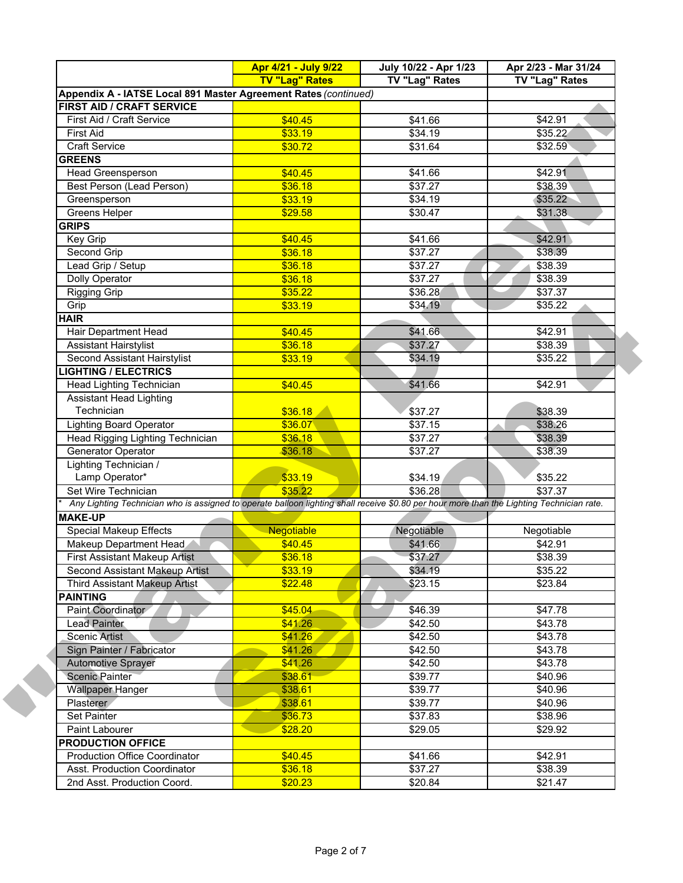| | Apr 4/21 - July 9/22 TV "Lag" Rates | July 10/22 - Apr 1/23 TV "Lag" Rates | Apr 2/23 - Mar 31/24 TV "Lag" Rates |
|---|---|---|---|
| **Appendix A - IATSE Local 891 Master Agreement Rates** *(continued)* | | | |
| **FIRST AID / CRAFT SERVICE** | | | |
| First Aid / Craft Service | $40.45 | $41.66 | $42.91 |
| First Aid | $33.19 | $34.19 | $35.22 |
| Craft Service | $30.72 | $31.64 | $32.59 |
| **GREENS** | | | |
| Head Greensperson | $40.45 | $41.66 | $42.91 |
| Best Person (Lead Person) | $36.18 | $37.27 | $38.39 |
| Greensperson | $33.19 | $34.19 | $35.22 |
| Greens Helper | $29.58 | $30.47 | $31.38 |
| **GRIPS** | | | |
| Key Grip | $40.45 | $41.66 | $42.91 |
| Second Grip | $36.18 | $37.27 | $38.39 |
| Lead Grip / Setup | $36.18 | $37.27 | $38.39 |
| Dolly Operator | $36.18 | $37.27 | $38.39 |
| Rigging Grip | $35.22 | $36.28 | $37.37 |
| Grip | $33.19 | $34.19 | $35.22 |
| **HAIR** | | | |
| Hair Department Head | $40.45 | $41.66 | $42.91 |
| Assistant Hairstylist | $36.18 | $37.27 | $38.39 |
| Second Assistant Hairstylist | $33.19 | $34.19 | $35.22 |
| **LIGHTING / ELECTRICS** | | | |
| Head Lighting Technician | $40.45 | $41.66 | $42.91 |
| Assistant Head Lighting Technician | $36.18 | $37.27 | $38.39 |
| Lighting Board Operator | $36.07 | $37.15 | $38.26 |
| Head Rigging Lighting Technician | $36.18 | $37.27 | $38.39 |
| Generator Operator | $36.18 | $37.27 | $38.39 |
| Lighting Technician / Lamp Operator* | $33.19 | $34.19 | $35.22 |
| Set Wire Technician | $35.22 | $36.28 | $37.37 |
| * Any Lighting Technician who is assigned to operate balloon lighting shall receive $0.80 per hour more than the Lighting Technician rate. | | | |
| **MAKE-UP** | | | |
| Special Makeup Effects | Negotiable | Negotiable | Negotiable |
| Makeup Department Head | $40.45 | $41.66 | $42.91 |
| First Assistant Makeup Artist | $36.18 | $37.27 | $38.39 |
| Second Assistant Makeup Artist | $33.19 | $34.19 | $35.22 |
| Third Assistant Makeup Artist | $22.48 | $23.15 | $23.84 |
| **PAINTING** | | | |
| Paint Coordinator | $45.04 | $46.39 | $47.78 |
| Lead Painter | $41.26 | $42.50 | $43.78 |
| Scenic Artist | $41.26 | $42.50 | $43.78 |
| Sign Painter / Fabricator | $41.26 | $42.50 | $43.78 |
| Automotive Sprayer | $41.26 | $42.50 | $43.78 |
| Scenic Painter | $38.61 | $39.77 | $40.96 |
| Wallpaper Hanger | $38.61 | $39.77 | $40.96 |
| Plasterer | $38.61 | $39.77 | $40.96 |
| Set Painter | $36.73 | $37.83 | $38.96 |
| Paint Labourer | $28.20 | $29.05 | $29.92 |
| **PRODUCTION OFFICE** | | | |
| Production Office Coordinator | $40.45 | $41.66 | $42.91 |
| Asst. Production Coordinator | $36.18 | $37.27 | $38.39 |
| 2nd Asst. Production Coord. | $20.23 | $20.84 | $21.47 |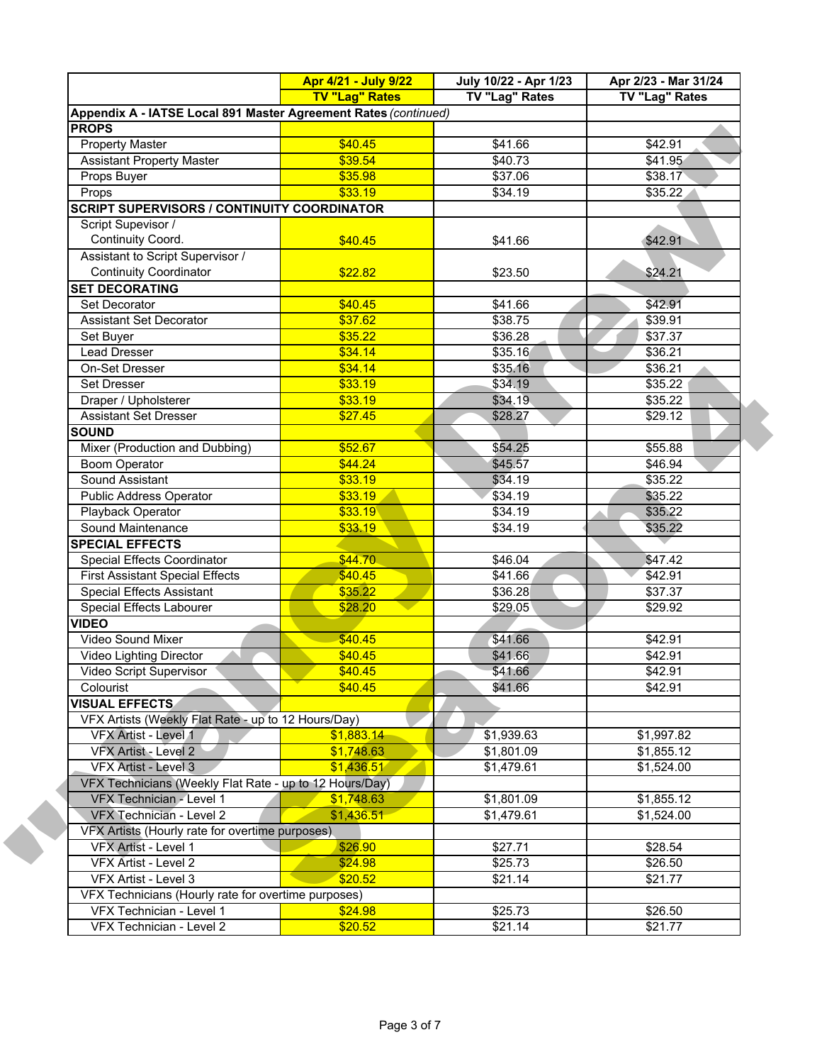| | Apr 4/21 - July 9/22 TV "Lag" Rates | July 10/22 - Apr 1/23 TV "Lag" Rates | Apr 2/23 - Mar 31/24 TV "Lag" Rates |
|---|---|---|---|
| **Appendix A - IATSE Local 891 Master Agreement Rates** *(continued)* | | | |
| **PROPS** | | | |
| Property Master | $40.45 | $41.66 | $42.91 |
| Assistant Property Master | $39.54 | $40.73 | $41.95 |
| Props Buyer | $35.98 | $37.06 | $38.17 |
| Props | $33.19 | $34.19 | $35.22 |
| **SCRIPT SUPERVISORS / CONTINUITY COORDINATOR** | | | |
| Script Supervisor / Continuity Coord. | $40.45 | $41.66 | $42.91 |
| Assistant to Script Supervisor / Continuity Coordinator | $22.82 | $23.50 | $24.21 |
| **SET DECORATING** | | | |
| Set Decorator | $40.45 | $41.66 | $42.91 |
| Assistant Set Decorator | $37.62 | $38.75 | $39.91 |
| Set Buyer | $35.22 | $36.28 | $37.37 |
| Lead Dresser | $34.14 | $35.16 | $36.21 |
| On-Set Dresser | $34.14 | $35.16 | $36.21 |
| Set Dresser | $33.19 | $34.19 | $35.22 |
| Draper / Upholsterer | $33.19 | $34.19 | $35.22 |
| Assistant Set Dresser | $27.45 | $28.27 | $29.12 |
| **SOUND** | | | |
| Mixer (Production and Dubbing) | $52.67 | $54.25 | $55.88 |
| Boom Operator | $44.24 | $45.57 | $46.94 |
| Sound Assistant | $33.19 | $34.19 | $35.22 |
| Public Address Operator | $33.19 | $34.19 | $35.22 |
| Playback Operator | $33.19 | $34.19 | $35.22 |
| Sound Maintenance | $33.19 | $34.19 | $35.22 |
| **SPECIAL EFFECTS** | | | |
| Special Effects Coordinator | $44.70 | $46.04 | $47.42 |
| First Assistant Special Effects | $40.45 | $41.66 | $42.91 |
| Special Effects Assistant | $35.22 | $36.28 | $37.37 |
| Special Effects Labourer | $28.20 | $29.05 | $29.92 |
| **VIDEO** | | | |
| Video Sound Mixer | $40.45 | $41.66 | $42.91 |
| Video Lighting Director | $40.45 | $41.66 | $42.91 |
| Video Script Supervisor | $40.45 | $41.66 | $42.91 |
| Colourist | $40.45 | $41.66 | $42.91 |
| **VISUAL EFFECTS** | | | |
| VFX Artists (Weekly Flat Rate - up to 12 Hours/Day) | | | |
| VFX Artist - Level 1 | $1,883.14 | $1,939.63 | $1,997.82 |
| VFX Artist - Level 2 | $1,748.63 | $1,801.09 | $1,855.12 |
| VFX Artist - Level 3 | $1,436.51 | $1,479.61 | $1,524.00 |
| VFX Technicians (Weekly Flat Rate - up to 12 Hours/Day) | | | |
| VFX Technician - Level 1 | $1,748.63 | $1,801.09 | $1,855.12 |
| VFX Technician - Level 2 | $1,436.51 | $1,479.61 | $1,524.00 |
| VFX Artists (Hourly rate for overtime purposes) | | | |
| VFX Artist - Level 1 | $26.90 | $27.71 | $28.54 |
| VFX Artist - Level 2 | $24.98 | $25.73 | $26.50 |
| VFX Artist - Level 3 | $20.52 | $21.14 | $21.77 |
| VFX Technicians (Hourly rate for overtime purposes) | | | |
| VFX Technician - Level 1 | $24.98 | $25.73 | $26.50 |
| VFX Technician - Level 2 | $20.52 | $21.14 | $21.77 |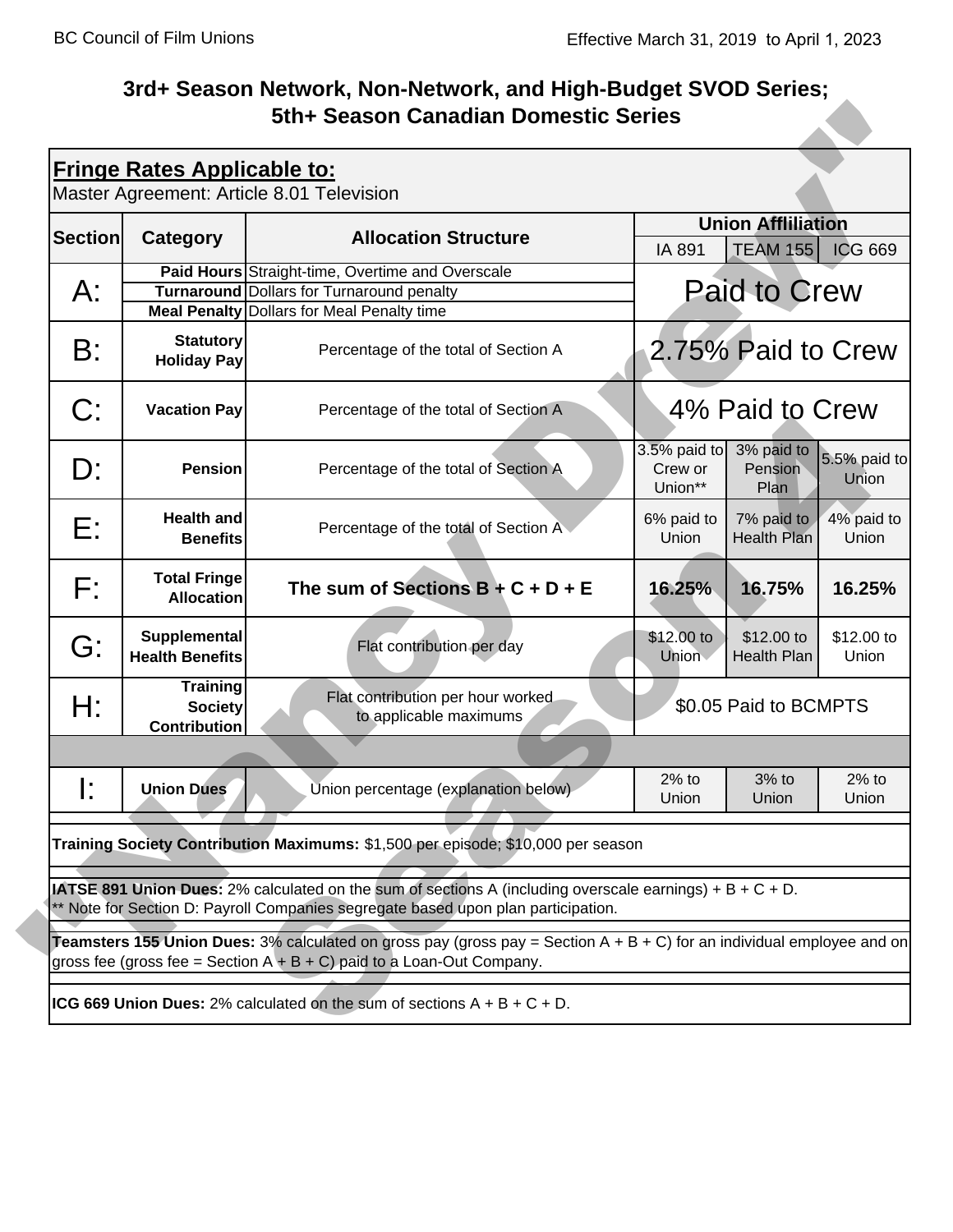# 3rd+ Season Network, Non-Network, and High-Budget SVOD Series; 5th+ Season Canadian Domestic Series

**Fringe Rates Applicable to:**
Master Agreement: Article 8.01 Television

| Section | Category | Allocation Structure | Union Affiliation | | |
|---|---|---|---|---|---|
| | | | IA 891 | TEAM 155 | ICG 669 |
| A: | Paid Hours | Straight-time, Overtime and Overscale | Paid to Crew | | |
| | Turnaround | Dollars for Turnaround penalty | | | |
| | Meal Penalty | Dollars for Meal Penalty time | | | |
| B: | Statutory Holiday Pay | Percentage of the total of Section A | 2.75% Paid to Crew | | |
| C: | Vacation Pay | Percentage of the total of Section A | 4% Paid to Crew | | |
| D: | Pension | Percentage of the total of Section A | 3.5% paid to Crew or Union** | 3% paid to Pension Plan | 5.5% paid to Union |
| E: | Health and Benefits | Percentage of the total of Section A | 6% paid to Union | 7% paid to Health Plan | 4% paid to Union |
| F: | Total Fringe Allocation | **The sum of Sections B + C + D + E** | **16.25%** | **16.75%** | **16.25%** |
| G: | Supplemental Health Benefits | Flat contribution per day | $12.00 to Union | $12.00 to Health Plan | $12.00 to Union |
| H: | Training Society Contribution | Flat contribution per hour worked to applicable maximums | $0.05 Paid to BCMPTS | | |
| I: | Union Dues | Union percentage (explanation below) | 2% to Union | 3% to Union | 2% to Union |

**Training Society Contribution Maximums:** $1,500 per episode; $10,000 per season

**IATSE 891 Union Dues:** 2% calculated on the sum of sections A (including overscale earnings) + B + C + D.
** Note for Section D: Payroll Companies segregate based upon plan participation.

**Teamsters 155 Union Dues:** 3% calculated on gross pay (gross pay = Section A + B + C) for an individual employee and on gross fee (gross fee = Section A + B + C) paid to a Loan-Out Company.

**ICG 669 Union Dues:** 2% calculated on the sum of sections A + B + C + D.